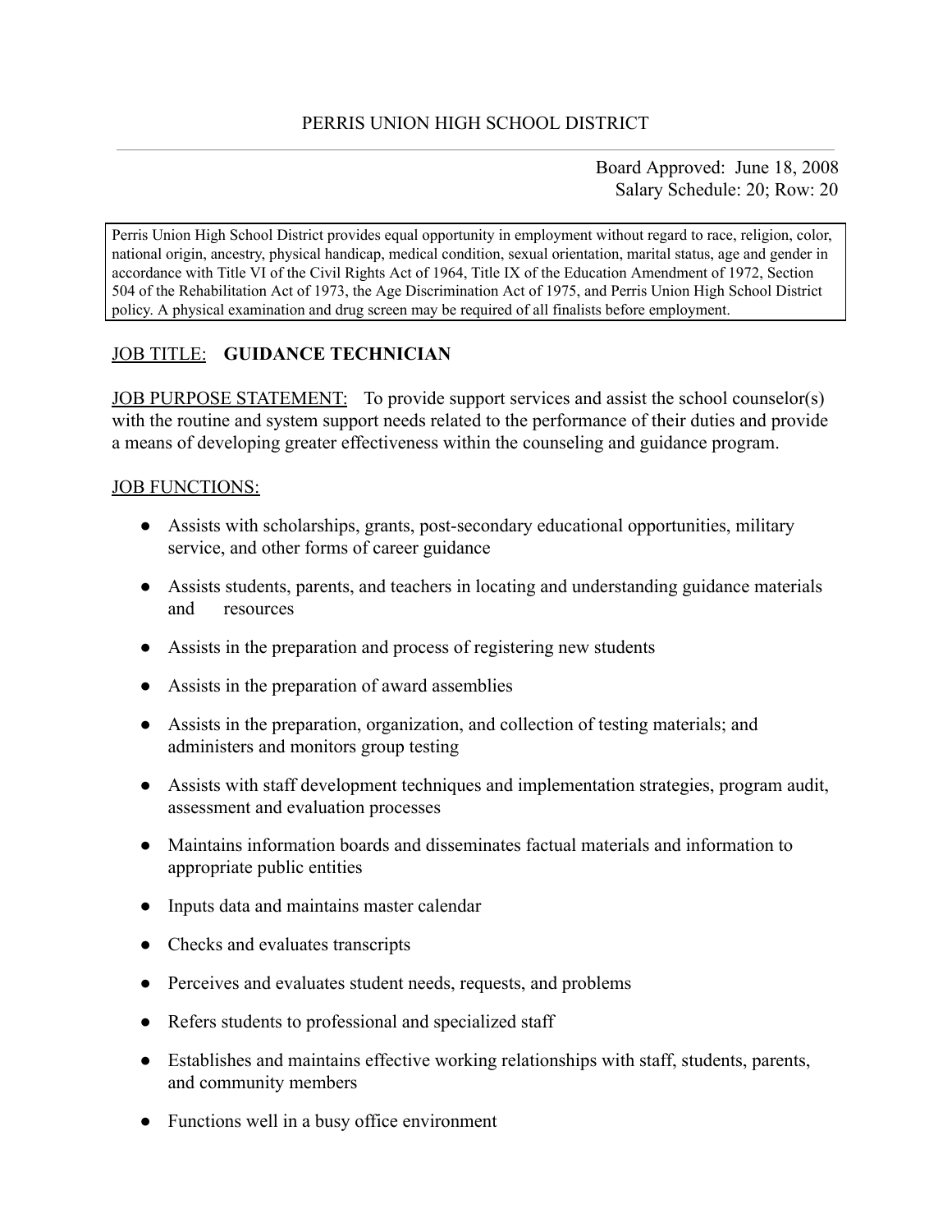PERRIS UNION HIGH SCHOOL DISTRICT

Board Approved: June 18, 2008
Salary Schedule: 20; Row: 20

Perris Union High School District provides equal opportunity in employment without regard to race, religion, color, national origin, ancestry, physical handicap, medical condition, sexual orientation, marital status, age and gender in accordance with Title VI of the Civil Rights Act of 1964, Title IX of the Education Amendment of 1972, Section 504 of the Rehabilitation Act of 1973, the Age Discrimination Act of 1975, and Perris Union High School District policy. A physical examination and drug screen may be required of all finalists before employment.

JOB TITLE: **GUIDANCE TECHNICIAN**

JOB PURPOSE STATEMENT: To provide support services and assist the school counselor(s) with the routine and system support needs related to the performance of their duties and provide a means of developing greater effectiveness within the counseling and guidance program.

JOB FUNCTIONS:

- Assists with scholarships, grants, post-secondary educational opportunities, military service, and other forms of career guidance
- Assists students, parents, and teachers in locating and understanding guidance materials and resources
- Assists in the preparation and process of registering new students
- Assists in the preparation of award assemblies
- Assists in the preparation, organization, and collection of testing materials; and administers and monitors group testing
- Assists with staff development techniques and implementation strategies, program audit, assessment and evaluation processes
- Maintains information boards and disseminates factual materials and information to appropriate public entities
- Inputs data and maintains master calendar
- Checks and evaluates transcripts
- Perceives and evaluates student needs, requests, and problems
- Refers students to professional and specialized staff
- Establishes and maintains effective working relationships with staff, students, parents, and community members
- Functions well in a busy office environment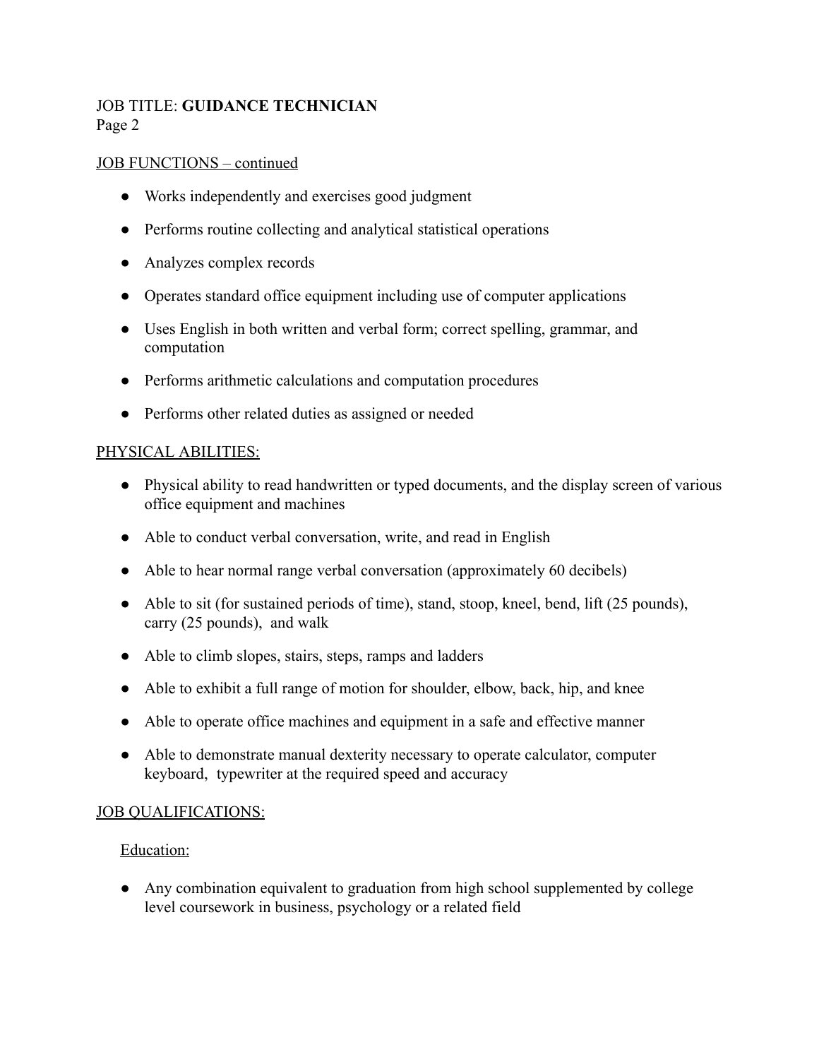JOB TITLE: **GUIDANCE TECHNICIAN**

JOB FUNCTIONS – continued

- Works independently and exercises good judgment
- Performs routine collecting and analytical statistical operations
- Analyzes complex records
- Operates standard office equipment including use of computer applications
- Uses English in both written and verbal form; correct spelling, grammar, and computation
- Performs arithmetic calculations and computation procedures
- Performs other related duties as assigned or needed

PHYSICAL ABILITIES:

- Physical ability to read handwritten or typed documents, and the display screen of various office equipment and machines
- Able to conduct verbal conversation, write, and read in English
- Able to hear normal range verbal conversation (approximately 60 decibels)
- Able to sit (for sustained periods of time), stand, stoop, kneel, bend, lift (25 pounds), carry (25 pounds), and walk
- Able to climb slopes, stairs, steps, ramps and ladders
- Able to exhibit a full range of motion for shoulder, elbow, back, hip, and knee
- Able to operate office machines and equipment in a safe and effective manner
- Able to demonstrate manual dexterity necessary to operate calculator, computer keyboard, typewriter at the required speed and accuracy

JOB QUALIFICATIONS:

Education:

- Any combination equivalent to graduation from high school supplemented by college level coursework in business, psychology or a related field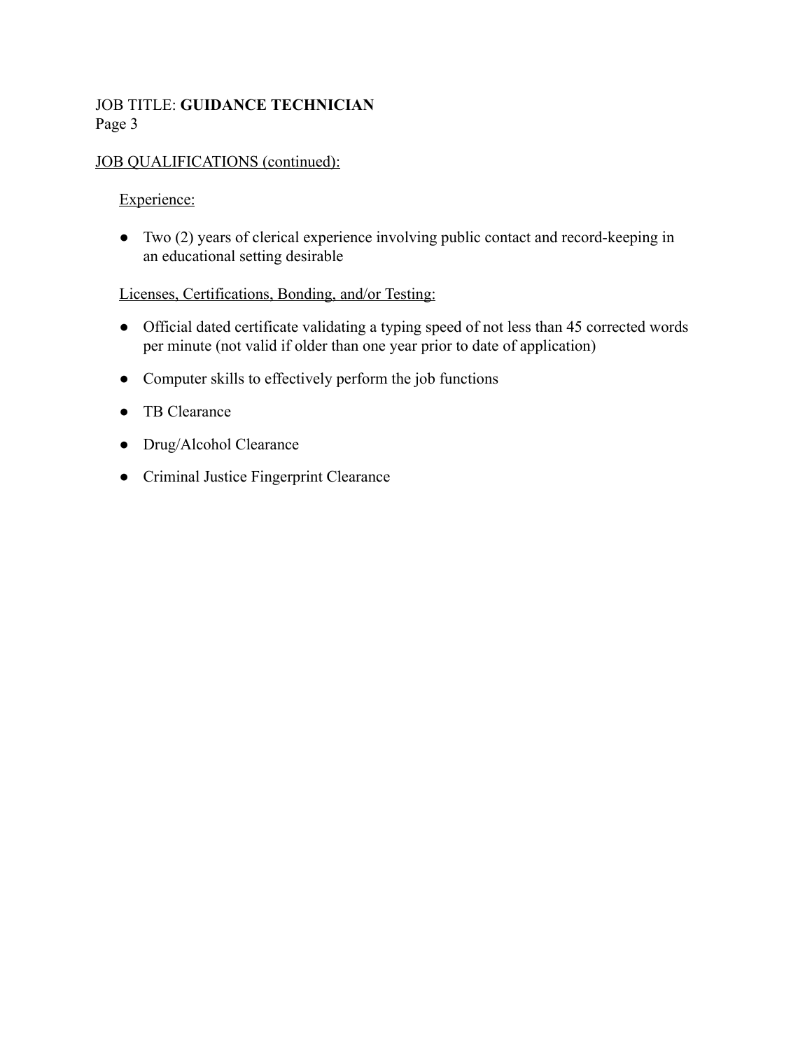## JOB QUALIFICATIONS (continued):

### Experience:

- Two (2) years of clerical experience involving public contact and record-keeping in an educational setting desirable

### Licenses, Certifications, Bonding, and/or Testing:

- Official dated certificate validating a typing speed of not less than 45 corrected words per minute (not valid if older than one year prior to date of application)
- Computer skills to effectively perform the job functions
- TB Clearance
- Drug/Alcohol Clearance
- Criminal Justice Fingerprint Clearance